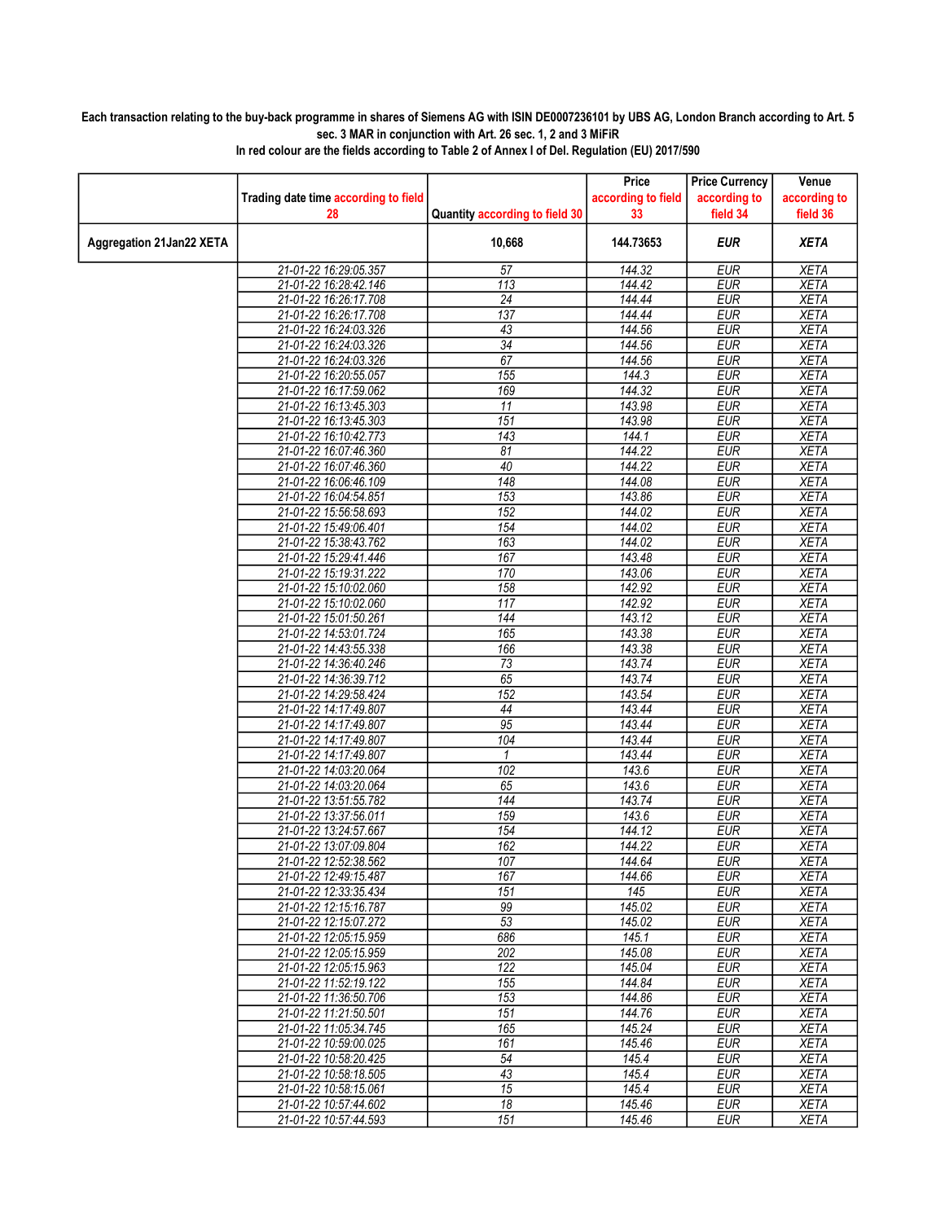**Each transaction relating to the buy-back programme in shares of Siemens AG with ISIN DE0007236101 by UBS AG, London Branch according to Art. 5 sec. 3 MAR in conjunction with Art. 26 sec. 1, 2 and 3 MiFiR**

**In red colour are the fields according to Table 2 of Annex I of Del. Regulation (EU) 2017/590**

| | Trading date time according to field 28 | Quantity according to field 30 | Price according to field 33 | Price Currency according to field 34 | Venue according to field 36 |
|---|---|---|---|---|---|
| **Aggregation 21Jan22 XETA** | | **10,668** | **144.73653** | **EUR** | **XETA** |
| | 21-01-22 16:29:05.357 | 57 | 144.32 | EUR | XETA |
| | 21-01-22 16:28:42.146 | 113 | 144.42 | EUR | XETA |
| | 21-01-22 16:26:17.708 | 24 | 144.44 | EUR | XETA |
| | 21-01-22 16:26:17.708 | 137 | 144.44 | EUR | XETA |
| | 21-01-22 16:24:03.326 | 43 | 144.56 | EUR | XETA |
| | 21-01-22 16:24:03.326 | 34 | 144.56 | EUR | XETA |
| | 21-01-22 16:24:03.326 | 67 | 144.56 | EUR | XETA |
| | 21-01-22 16:20:55.057 | 155 | 144.3 | EUR | XETA |
| | 21-01-22 16:17:59.062 | 169 | 144.32 | EUR | XETA |
| | 21-01-22 16:13:45.303 | 11 | 143.98 | EUR | XETA |
| | 21-01-22 16:13:45.303 | 151 | 143.98 | EUR | XETA |
| | 21-01-22 16:10:42.773 | 143 | 144.1 | EUR | XETA |
| | 21-01-22 16:07:46.360 | 81 | 144.22 | EUR | XETA |
| | 21-01-22 16:07:46.360 | 40 | 144.22 | EUR | XETA |
| | 21-01-22 16:06:46.109 | 148 | 144.08 | EUR | XETA |
| | 21-01-22 16:04:54.851 | 153 | 143.86 | EUR | XETA |
| | 21-01-22 15:56:58.693 | 152 | 144.02 | EUR | XETA |
| | 21-01-22 15:49:06.401 | 154 | 144.02 | EUR | XETA |
| | 21-01-22 15:38:43.762 | 163 | 144.02 | EUR | XETA |
| | 21-01-22 15:29:41.446 | 167 | 143.48 | EUR | XETA |
| | 21-01-22 15:19:31.222 | 170 | 143.06 | EUR | XETA |
| | 21-01-22 15:10:02.060 | 158 | 142.92 | EUR | XETA |
| | 21-01-22 15:10:02.060 | 117 | 142.92 | EUR | XETA |
| | 21-01-22 15:01:50.261 | 144 | 143.12 | EUR | XETA |
| | 21-01-22 14:53:01.724 | 165 | 143.38 | EUR | XETA |
| | 21-01-22 14:43:55.338 | 166 | 143.38 | EUR | XETA |
| | 21-01-22 14:36:40.246 | 73 | 143.74 | EUR | XETA |
| | 21-01-22 14:36:39.712 | 65 | 143.74 | EUR | XETA |
| | 21-01-22 14:29:58.424 | 152 | 143.54 | EUR | XETA |
| | 21-01-22 14:17:49.807 | 44 | 143.44 | EUR | XETA |
| | 21-01-22 14:17:49.807 | 95 | 143.44 | EUR | XETA |
| | 21-01-22 14:17:49.807 | 104 | 143.44 | EUR | XETA |
| | 21-01-22 14:17:49.807 | 1 | 143.44 | EUR | XETA |
| | 21-01-22 14:03:20.064 | 102 | 143.6 | EUR | XETA |
| | 21-01-22 14:03:20.064 | 65 | 143.6 | EUR | XETA |
| | 21-01-22 13:51:55.782 | 144 | 143.74 | EUR | XETA |
| | 21-01-22 13:37:56.011 | 159 | 143.6 | EUR | XETA |
| | 21-01-22 13:24:57.667 | 154 | 144.12 | EUR | XETA |
| | 21-01-22 13:07:09.804 | 162 | 144.22 | EUR | XETA |
| | 21-01-22 12:52:38.562 | 107 | 144.64 | EUR | XETA |
| | 21-01-22 12:49:15.487 | 167 | 144.66 | EUR | XETA |
| | 21-01-22 12:33:35.434 | 151 | 145 | EUR | XETA |
| | 21-01-22 12:15:16.787 | 99 | 145.02 | EUR | XETA |
| | 21-01-22 12:15:07.272 | 53 | 145.02 | EUR | XETA |
| | 21-01-22 12:05:15.959 | 686 | 145.1 | EUR | XETA |
| | 21-01-22 12:05:15.959 | 202 | 145.08 | EUR | XETA |
| | 21-01-22 12:05:15.963 | 122 | 145.04 | EUR | XETA |
| | 21-01-22 11:52:19.122 | 155 | 144.84 | EUR | XETA |
| | 21-01-22 11:36:50.706 | 153 | 144.86 | EUR | XETA |
| | 21-01-22 11:21:50.501 | 151 | 144.76 | EUR | XETA |
| | 21-01-22 11:05:34.745 | 165 | 145.24 | EUR | XETA |
| | 21-01-22 10:59:00.025 | 161 | 145.46 | EUR | XETA |
| | 21-01-22 10:58:20.425 | 54 | 145.4 | EUR | XETA |
| | 21-01-22 10:58:18.505 | 43 | 145.4 | EUR | XETA |
| | 21-01-22 10:58:15.061 | 15 | 145.4 | EUR | XETA |
| | 21-01-22 10:57:44.602 | 18 | 145.46 | EUR | XETA |
| | 21-01-22 10:57:44.593 | 151 | 145.46 | EUR | XETA |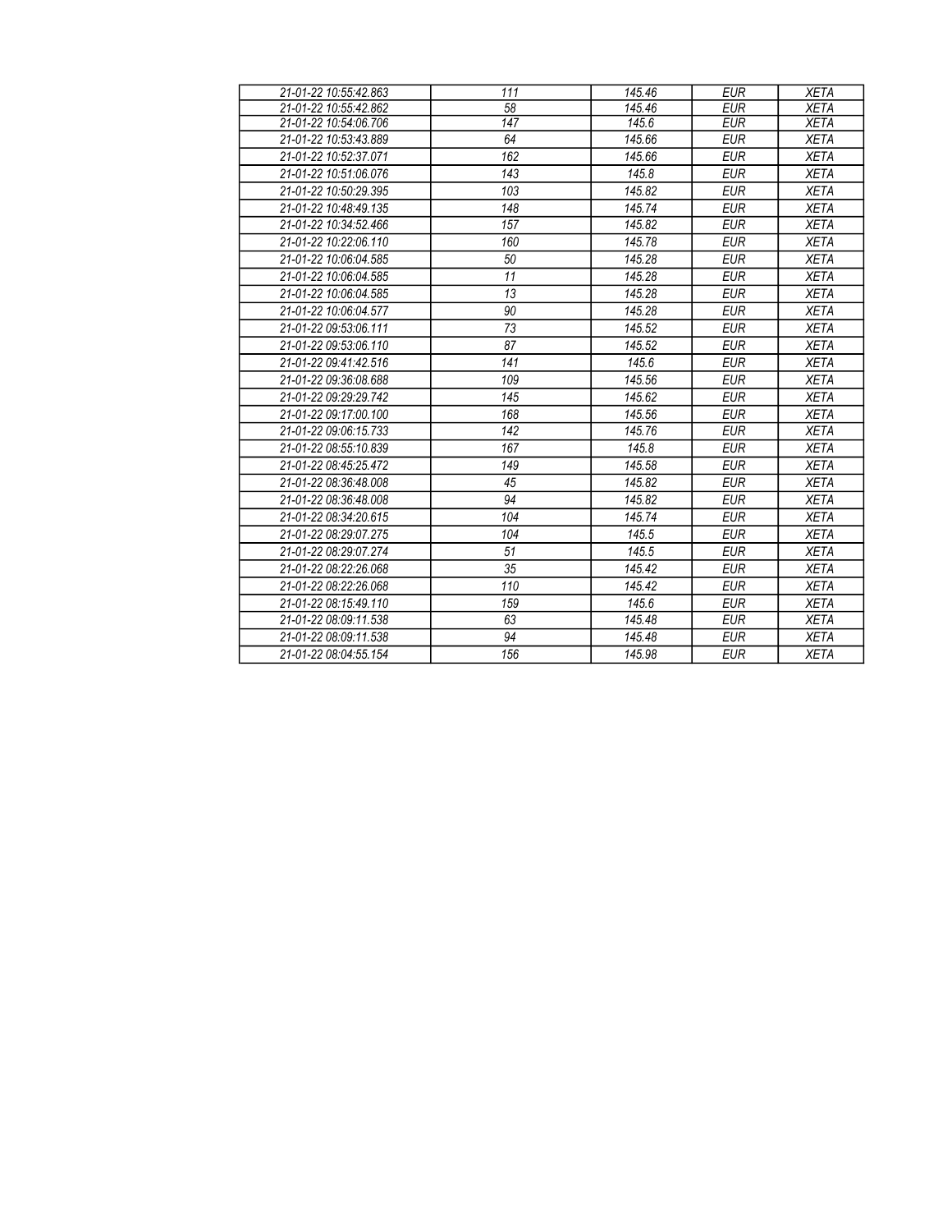| 21-01-22 10:55:42.863 | 111 | 145.46 | EUR | XETA |
|---|---|---|---|---|
| 21-01-22 10:55:42.862 | 58 | 145.46 | EUR | XETA |
| 21-01-22 10:54:06.706 | 147 | 145.6 | EUR | XETA |
| 21-01-22 10:53:43.889 | 64 | 145.66 | EUR | XETA |
| 21-01-22 10:52:37.071 | 162 | 145.66 | EUR | XETA |
| 21-01-22 10:51:06.076 | 143 | 145.8 | EUR | XETA |
| 21-01-22 10:50:29.395 | 103 | 145.82 | EUR | XETA |
| 21-01-22 10:48:49.135 | 148 | 145.74 | EUR | XETA |
| 21-01-22 10:34:52.466 | 157 | 145.82 | EUR | XETA |
| 21-01-22 10:22:06.110 | 160 | 145.78 | EUR | XETA |
| 21-01-22 10:06:04.585 | 50 | 145.28 | EUR | XETA |
| 21-01-22 10:06:04.585 | 11 | 145.28 | EUR | XETA |
| 21-01-22 10:06:04.585 | 13 | 145.28 | EUR | XETA |
| 21-01-22 10:06:04.577 | 90 | 145.28 | EUR | XETA |
| 21-01-22 09:53:06.111 | 73 | 145.52 | EUR | XETA |
| 21-01-22 09:53:06.110 | 87 | 145.52 | EUR | XETA |
| 21-01-22 09:41:42.516 | 141 | 145.6 | EUR | XETA |
| 21-01-22 09:36:08.688 | 109 | 145.56 | EUR | XETA |
| 21-01-22 09:29:29.742 | 145 | 145.62 | EUR | XETA |
| 21-01-22 09:17:00.100 | 168 | 145.56 | EUR | XETA |
| 21-01-22 09:06:15.733 | 142 | 145.76 | EUR | XETA |
| 21-01-22 08:55:10.839 | 167 | 145.8 | EUR | XETA |
| 21-01-22 08:45:25.472 | 149 | 145.58 | EUR | XETA |
| 21-01-22 08:36:48.008 | 45 | 145.82 | EUR | XETA |
| 21-01-22 08:36:48.008 | 94 | 145.82 | EUR | XETA |
| 21-01-22 08:34:20.615 | 104 | 145.74 | EUR | XETA |
| 21-01-22 08:29:07.275 | 104 | 145.5 | EUR | XETA |
| 21-01-22 08:29:07.274 | 51 | 145.5 | EUR | XETA |
| 21-01-22 08:22:26.068 | 35 | 145.42 | EUR | XETA |
| 21-01-22 08:22:26.068 | 110 | 145.42 | EUR | XETA |
| 21-01-22 08:15:49.110 | 159 | 145.6 | EUR | XETA |
| 21-01-22 08:09:11.538 | 63 | 145.48 | EUR | XETA |
| 21-01-22 08:09:11.538 | 94 | 145.48 | EUR | XETA |
| 21-01-22 08:04:55.154 | 156 | 145.98 | EUR | XETA |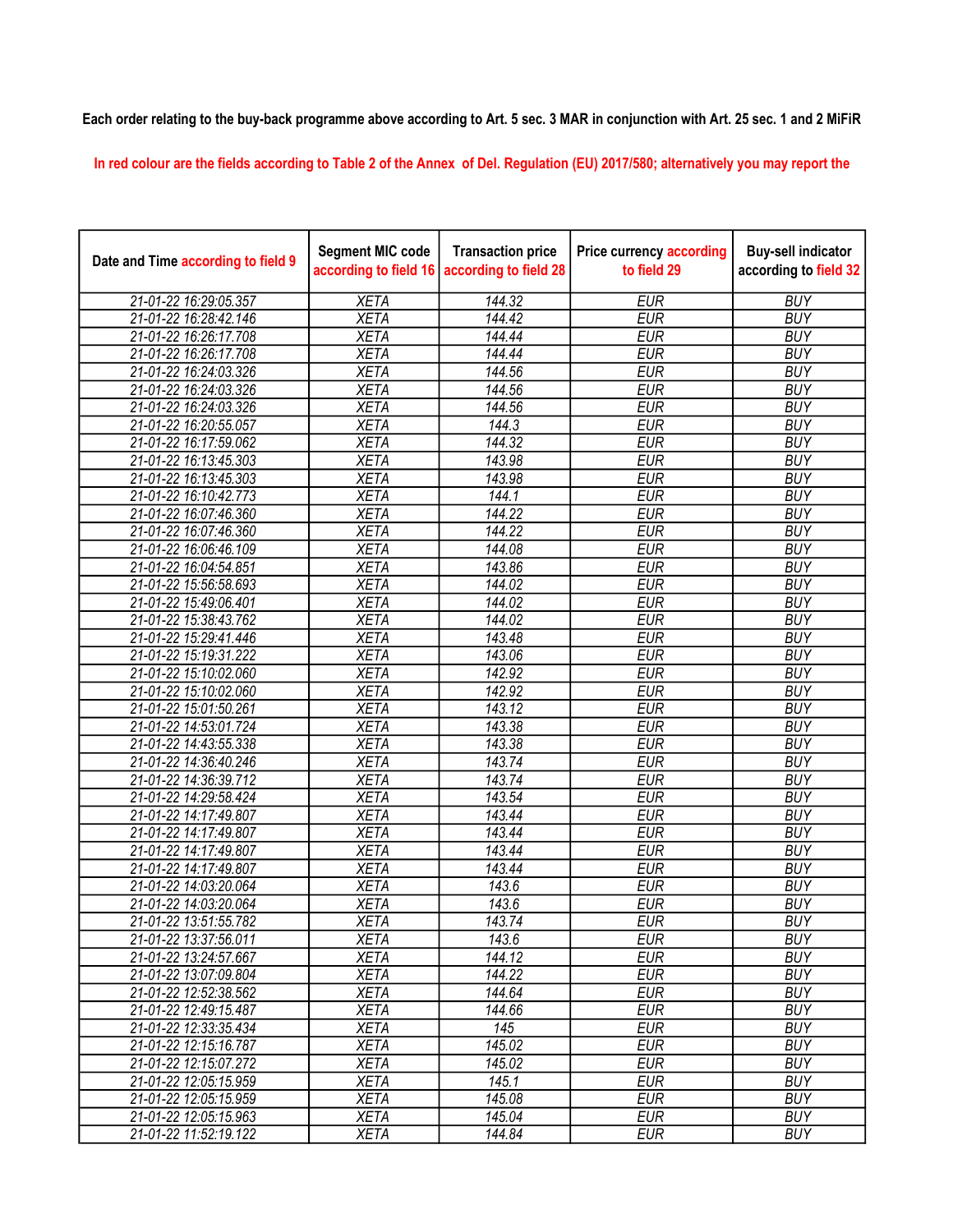**Each order relating to the buy-back programme above according to Art. 5 sec. 3 MAR in conjunction with Art. 25 sec. 1 and 2 MiFiR**

In red colour are the fields according to Table 2 of the Annex of Del. Regulation (EU) 2017/580; alternatively you may report the

| Date and Time according to field 9 | Segment MIC code according to field 16 | Transaction price according to field 28 | Price currency according to field 29 | Buy-sell indicator according to field 32 |
|---|---|---|---|---|
| 21-01-22 16:29:05.357 | XETA | 144.32 | EUR | BUY |
| 21-01-22 16:28:42.146 | XETA | 144.42 | EUR | BUY |
| 21-01-22 16:26:17.708 | XETA | 144.44 | EUR | BUY |
| 21-01-22 16:26:17.708 | XETA | 144.44 | EUR | BUY |
| 21-01-22 16:24:03.326 | XETA | 144.56 | EUR | BUY |
| 21-01-22 16:24:03.326 | XETA | 144.56 | EUR | BUY |
| 21-01-22 16:24:03.326 | XETA | 144.56 | EUR | BUY |
| 21-01-22 16:20:55.057 | XETA | 144.3 | EUR | BUY |
| 21-01-22 16:17:59.062 | XETA | 144.32 | EUR | BUY |
| 21-01-22 16:13:45.303 | XETA | 143.98 | EUR | BUY |
| 21-01-22 16:13:45.303 | XETA | 143.98 | EUR | BUY |
| 21-01-22 16:10:42.773 | XETA | 144.1 | EUR | BUY |
| 21-01-22 16:07:46.360 | XETA | 144.22 | EUR | BUY |
| 21-01-22 16:07:46.360 | XETA | 144.22 | EUR | BUY |
| 21-01-22 16:06:46.109 | XETA | 144.08 | EUR | BUY |
| 21-01-22 16:04:54.851 | XETA | 143.86 | EUR | BUY |
| 21-01-22 15:56:58.693 | XETA | 144.02 | EUR | BUY |
| 21-01-22 15:49:06.401 | XETA | 144.02 | EUR | BUY |
| 21-01-22 15:38:43.762 | XETA | 144.02 | EUR | BUY |
| 21-01-22 15:29:41.446 | XETA | 143.48 | EUR | BUY |
| 21-01-22 15:19:31.222 | XETA | 143.06 | EUR | BUY |
| 21-01-22 15:10:02.060 | XETA | 142.92 | EUR | BUY |
| 21-01-22 15:10:02.060 | XETA | 142.92 | EUR | BUY |
| 21-01-22 15:01:50.261 | XETA | 143.12 | EUR | BUY |
| 21-01-22 14:53:01.724 | XETA | 143.38 | EUR | BUY |
| 21-01-22 14:43:55.338 | XETA | 143.38 | EUR | BUY |
| 21-01-22 14:36:40.246 | XETA | 143.74 | EUR | BUY |
| 21-01-22 14:36:39.712 | XETA | 143.74 | EUR | BUY |
| 21-01-22 14:29:58.424 | XETA | 143.54 | EUR | BUY |
| 21-01-22 14:17:49.807 | XETA | 143.44 | EUR | BUY |
| 21-01-22 14:17:49.807 | XETA | 143.44 | EUR | BUY |
| 21-01-22 14:17:49.807 | XETA | 143.44 | EUR | BUY |
| 21-01-22 14:17:49.807 | XETA | 143.44 | EUR | BUY |
| 21-01-22 14:03:20.064 | XETA | 143.6 | EUR | BUY |
| 21-01-22 14:03:20.064 | XETA | 143.6 | EUR | BUY |
| 21-01-22 13:51:55.782 | XETA | 143.74 | EUR | BUY |
| 21-01-22 13:37:56.011 | XETA | 143.6 | EUR | BUY |
| 21-01-22 13:24:57.667 | XETA | 144.12 | EUR | BUY |
| 21-01-22 13:07:09.804 | XETA | 144.22 | EUR | BUY |
| 21-01-22 12:52:38.562 | XETA | 144.64 | EUR | BUY |
| 21-01-22 12:49:15.487 | XETA | 144.66 | EUR | BUY |
| 21-01-22 12:33:35.434 | XETA | 145 | EUR | BUY |
| 21-01-22 12:15:16.787 | XETA | 145.02 | EUR | BUY |
| 21-01-22 12:15:07.272 | XETA | 145.02 | EUR | BUY |
| 21-01-22 12:05:15.959 | XETA | 145.1 | EUR | BUY |
| 21-01-22 12:05:15.959 | XETA | 145.08 | EUR | BUY |
| 21-01-22 12:05:15.963 | XETA | 145.04 | EUR | BUY |
| 21-01-22 11:52:19.122 | XETA | 144.84 | EUR | BUY |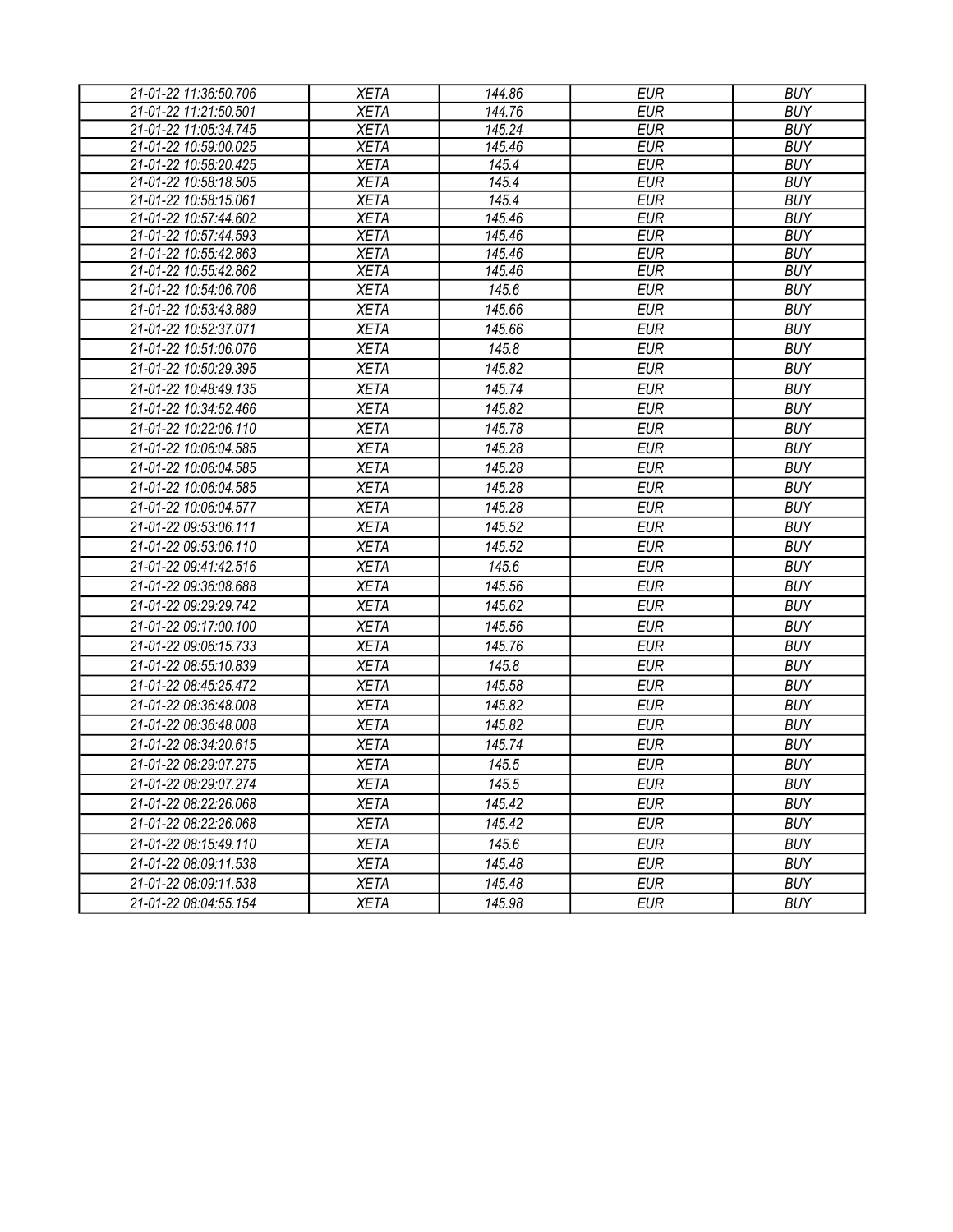| | | | | |
|---|---|---|---|---|
| 21-01-22 11:36:50.706 | XETA | 144.86 | EUR | BUY |
| 21-01-22 11:21:50.501 | XETA | 144.76 | EUR | BUY |
| 21-01-22 11:05:34.745 | XETA | 145.24 | EUR | BUY |
| 21-01-22 10:59:00.025 | XETA | 145.46 | EUR | BUY |
| 21-01-22 10:58:20.425 | XETA | 145.4 | EUR | BUY |
| 21-01-22 10:58:18.505 | XETA | 145.4 | EUR | BUY |
| 21-01-22 10:58:15.061 | XETA | 145.4 | EUR | BUY |
| 21-01-22 10:57:44.602 | XETA | 145.46 | EUR | BUY |
| 21-01-22 10:57:44.593 | XETA | 145.46 | EUR | BUY |
| 21-01-22 10:55:42.863 | XETA | 145.46 | EUR | BUY |
| 21-01-22 10:55:42.862 | XETA | 145.46 | EUR | BUY |
| 21-01-22 10:54:06.706 | XETA | 145.6 | EUR | BUY |
| 21-01-22 10:53:43.889 | XETA | 145.66 | EUR | BUY |
| 21-01-22 10:52:37.071 | XETA | 145.66 | EUR | BUY |
| 21-01-22 10:51:06.076 | XETA | 145.8 | EUR | BUY |
| 21-01-22 10:50:29.395 | XETA | 145.82 | EUR | BUY |
| 21-01-22 10:48:49.135 | XETA | 145.74 | EUR | BUY |
| 21-01-22 10:34:52.466 | XETA | 145.82 | EUR | BUY |
| 21-01-22 10:22:06.110 | XETA | 145.78 | EUR | BUY |
| 21-01-22 10:06:04.585 | XETA | 145.28 | EUR | BUY |
| 21-01-22 10:06:04.585 | XETA | 145.28 | EUR | BUY |
| 21-01-22 10:06:04.585 | XETA | 145.28 | EUR | BUY |
| 21-01-22 10:06:04.577 | XETA | 145.28 | EUR | BUY |
| 21-01-22 09:53:06.111 | XETA | 145.52 | EUR | BUY |
| 21-01-22 09:53:06.110 | XETA | 145.52 | EUR | BUY |
| 21-01-22 09:41:42.516 | XETA | 145.6 | EUR | BUY |
| 21-01-22 09:36:08.688 | XETA | 145.56 | EUR | BUY |
| 21-01-22 09:29:29.742 | XETA | 145.62 | EUR | BUY |
| 21-01-22 09:17:00.100 | XETA | 145.56 | EUR | BUY |
| 21-01-22 09:06:15.733 | XETA | 145.76 | EUR | BUY |
| 21-01-22 08:55:10.839 | XETA | 145.8 | EUR | BUY |
| 21-01-22 08:45:25.472 | XETA | 145.58 | EUR | BUY |
| 21-01-22 08:36:48.008 | XETA | 145.82 | EUR | BUY |
| 21-01-22 08:36:48.008 | XETA | 145.82 | EUR | BUY |
| 21-01-22 08:34:20.615 | XETA | 145.74 | EUR | BUY |
| 21-01-22 08:29:07.275 | XETA | 145.5 | EUR | BUY |
| 21-01-22 08:29:07.274 | XETA | 145.5 | EUR | BUY |
| 21-01-22 08:22:26.068 | XETA | 145.42 | EUR | BUY |
| 21-01-22 08:22:26.068 | XETA | 145.42 | EUR | BUY |
| 21-01-22 08:15:49.110 | XETA | 145.6 | EUR | BUY |
| 21-01-22 08:09:11.538 | XETA | 145.48 | EUR | BUY |
| 21-01-22 08:09:11.538 | XETA | 145.48 | EUR | BUY |
| 21-01-22 08:04:55.154 | XETA | 145.98 | EUR | BUY |